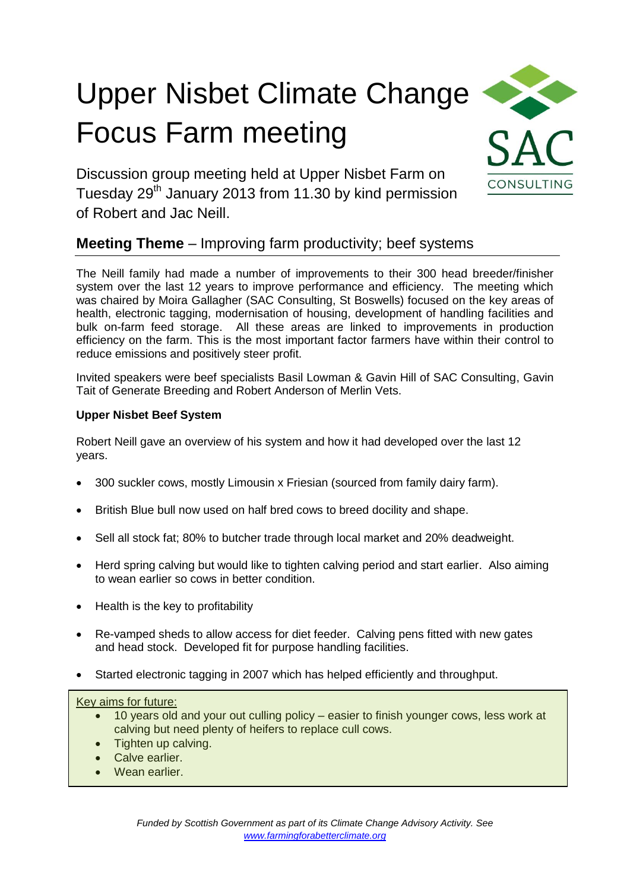# Upper Nisbet Climate Change Focus Farm meeting

Discussion group meeting held at Upper Nisbet Farm on Tuesday 29th January 2013 from 11.30 by kind permission of Robert and Jac Neill.

## Meeting Theme – Improving farm productivity; beef systems

The Neill family had made a number of improvements to their 300 head breeder/finisher system over the last 12 years to improve performance and efficiency. The meeting which was chaired by Moira Gallagher (SAC Consulting, St Boswells) focused on the key areas of health, electronic tagging, modernisation of housing, development of handling facilities and bulk on-farm feed storage. All these areas are linked to improvements in production efficiency on the farm. This is the most important factor farmers have within their control to reduce emissions and positively steer profit.

Invited speakers were beef specialists Basil Lowman & Gavin Hill of SAC Consulting, Gavin Tait of Generate Breeding and Robert Anderson of Merlin Vets.

**Upper Nisbet Beef System**

Robert Neill gave an overview of his system and how it had developed over the last 12 years.

- 300 suckler cows, mostly Limousin x Friesian (sourced from family dairy farm).
- British Blue bull now used on half bred cows to breed docility and shape.
- Sell all stock fat; 80% to butcher trade through local market and 20% deadweight.
- Herd spring calving but would like to tighten calving period and start earlier. Also aiming to wean earlier so cows in better condition.
- Health is the key to profitability
- Re-vamped sheds to allow access for diet feeder. Calving pens fitted with new gates and head stock. Developed fit for purpose handling facilities.
- Started electronic tagging in 2007 which has helped efficiently and throughput.

Key aims for future:

- 10 years old and your out culling policy – easier to finish younger cows, less work at calving but need plenty of heifers to replace cull cows.
- Tighten up calving.
- Calve earlier.
- Wean earlier.

*Funded by Scottish Government as part of its Climate Change Advisory Activity. See www.farmingforabetterclimate.org*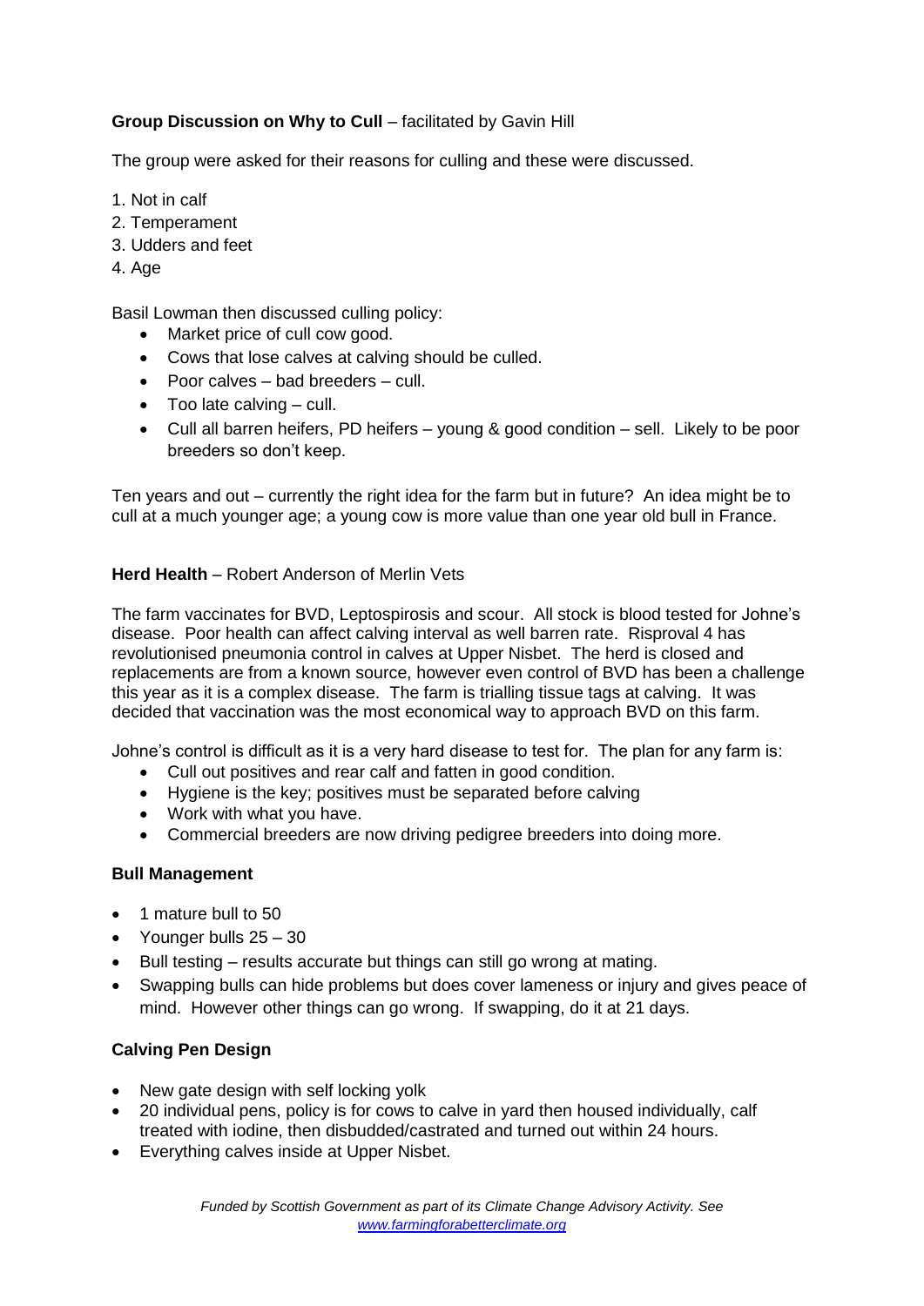**Group Discussion on Why to Cull** – facilitated by Gavin Hill

The group were asked for their reasons for culling and these were discussed.

1. Not in calf
2. Temperament
3. Udders and feet
4. Age

Basil Lowman then discussed culling policy:

- Market price of cull cow good.
- Cows that lose calves at calving should be culled.
- Poor calves – bad breeders – cull.
- Too late calving – cull.
- Cull all barren heifers, PD heifers – young & good condition – sell. Likely to be poor breeders so don't keep.

Ten years and out – currently the right idea for the farm but in future? An idea might be to cull at a much younger age; a young cow is more value than one year old bull in France.

**Herd Health** – Robert Anderson of Merlin Vets

The farm vaccinates for BVD, Leptospirosis and scour. All stock is blood tested for Johne's disease. Poor health can affect calving interval as well barren rate. Risproval 4 has revolutionised pneumonia control in calves at Upper Nisbet. The herd is closed and replacements are from a known source, however even control of BVD has been a challenge this year as it is a complex disease. The farm is trialling tissue tags at calving. It was decided that vaccination was the most economical way to approach BVD on this farm.

Johne's control is difficult as it is a very hard disease to test for. The plan for any farm is:

- Cull out positives and rear calf and fatten in good condition.
- Hygiene is the key; positives must be separated before calving
- Work with what you have.
- Commercial breeders are now driving pedigree breeders into doing more.

**Bull Management**

- 1 mature bull to 50
- Younger bulls 25 – 30
- Bull testing – results accurate but things can still go wrong at mating.
- Swapping bulls can hide problems but does cover lameness or injury and gives peace of mind. However other things can go wrong. If swapping, do it at 21 days.

**Calving Pen Design**

- New gate design with self locking yolk
- 20 individual pens, policy is for cows to calve in yard then housed individually, calf treated with iodine, then disbudded/castrated and turned out within 24 hours.
- Everything calves inside at Upper Nisbet.

*Funded by Scottish Government as part of its Climate Change Advisory Activity. See [www.farmingforabetterclimate.org](http://www.farmingforabetterclimate.org)*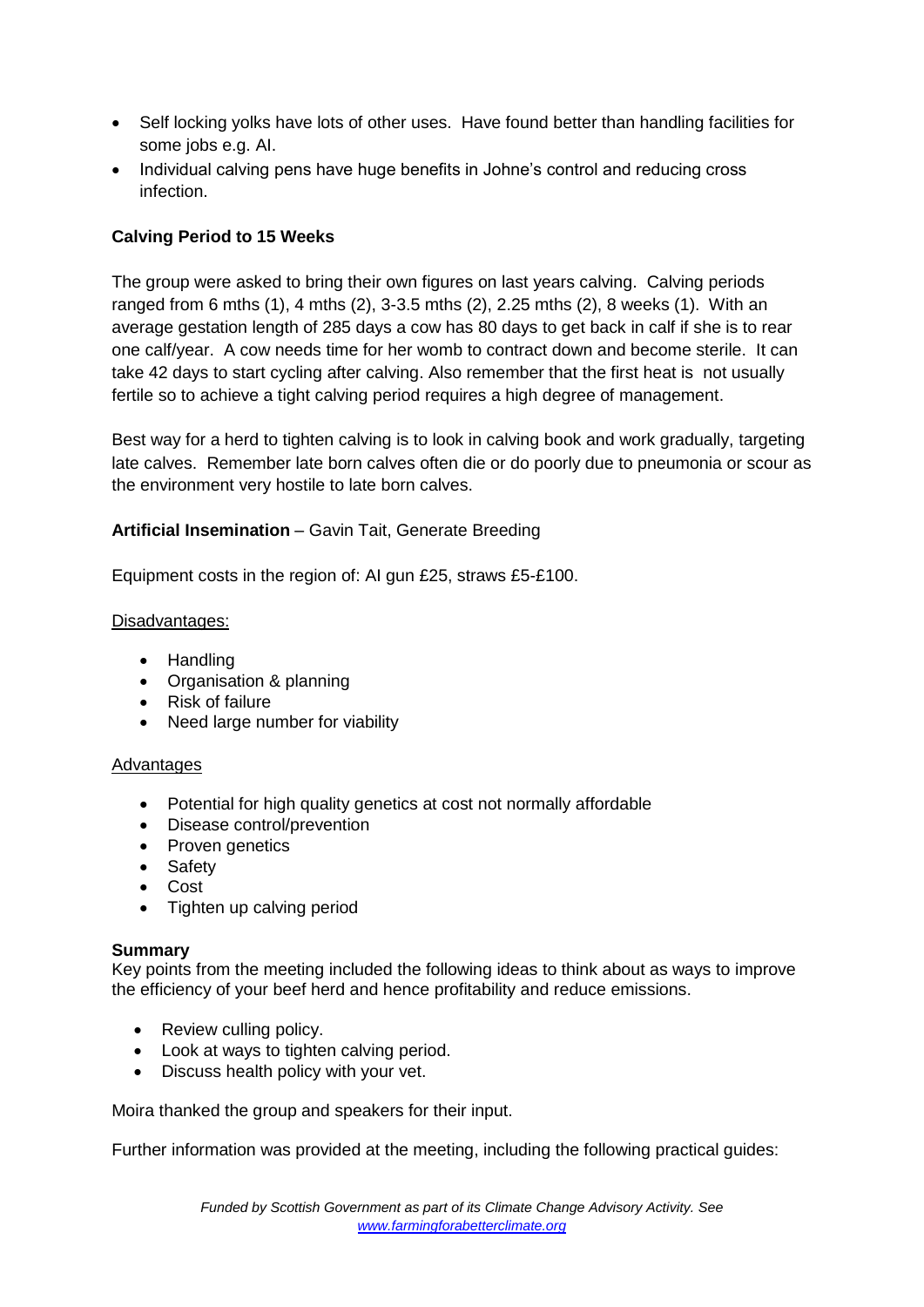- Self locking yolks have lots of other uses. Have found better than handling facilities for some jobs e.g. AI.
- Individual calving pens have huge benefits in Johne's control and reducing cross infection.

**Calving Period to 15 Weeks**

The group were asked to bring their own figures on last years calving. Calving periods ranged from 6 mths (1), 4 mths (2), 3-3.5 mths (2), 2.25 mths (2), 8 weeks (1). With an average gestation length of 285 days a cow has 80 days to get back in calf if she is to rear one calf/year. A cow needs time for her womb to contract down and become sterile. It can take 42 days to start cycling after calving. Also remember that the first heat is not usually fertile so to achieve a tight calving period requires a high degree of management.

Best way for a herd to tighten calving is to look in calving book and work gradually, targeting late calves. Remember late born calves often die or do poorly due to pneumonia or scour as the environment very hostile to late born calves.

**Artificial Insemination** – Gavin Tait, Generate Breeding

Equipment costs in the region of: AI gun £25, straws £5-£100.

Disadvantages:

- Handling
- Organisation & planning
- Risk of failure
- Need large number for viability

Advantages

- Potential for high quality genetics at cost not normally affordable
- Disease control/prevention
- Proven genetics
- Safety
- Cost
- Tighten up calving period

**Summary**

Key points from the meeting included the following ideas to think about as ways to improve the efficiency of your beef herd and hence profitability and reduce emissions.

- Review culling policy.
- Look at ways to tighten calving period.
- Discuss health policy with your vet.

Moira thanked the group and speakers for their input.

Further information was provided at the meeting, including the following practical guides:

*Funded by Scottish Government as part of its Climate Change Advisory Activity. See www.farmingforabetterclimate.org*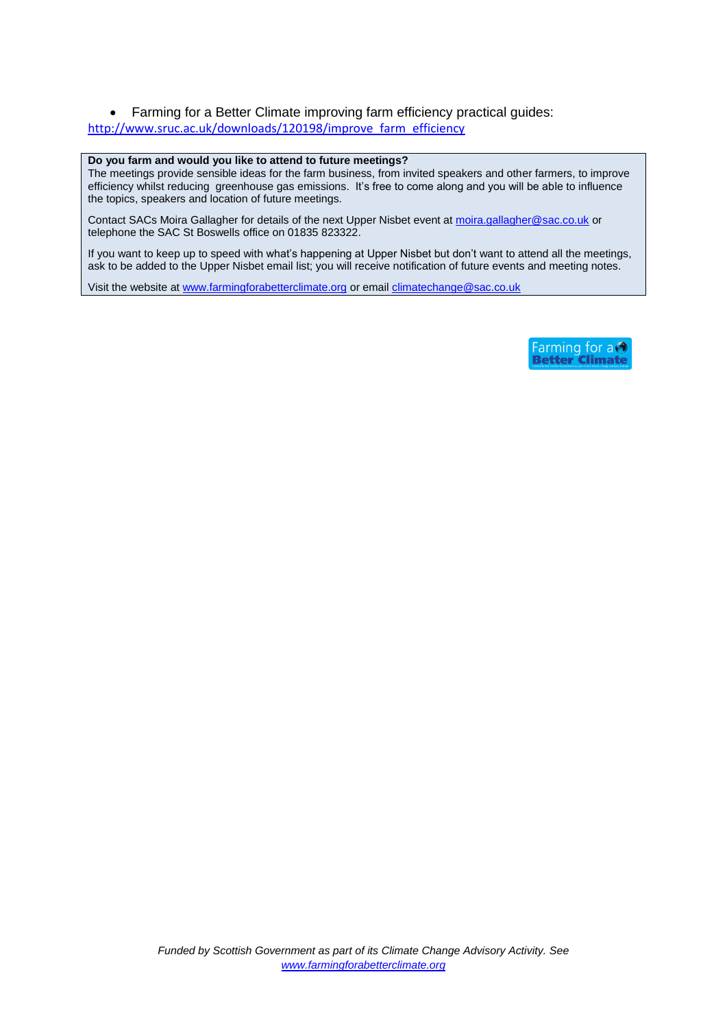- Farming for a Better Climate improving farm efficiency practical guides:

http://www.sruc.ac.uk/downloads/120198/improve_farm_efficiency

**Do you farm and would you like to attend to future meetings?**

The meetings provide sensible ideas for the farm business, from invited speakers and other farmers, to improve efficiency whilst reducing greenhouse gas emissions. It's free to come along and you will be able to influence the topics, speakers and location of future meetings.

Contact SACs Moira Gallagher for details of the next Upper Nisbet event at moira.gallagher@sac.co.uk or telephone the SAC St Boswells office on 01835 823322.

If you want to keep up to speed with what's happening at Upper Nisbet but don't want to attend all the meetings, ask to be added to the Upper Nisbet email list; you will receive notification of future events and meeting notes.

Visit the website at www.farmingforabetterclimate.org or email climatechange@sac.co.uk

*Funded by Scottish Government as part of its Climate Change Advisory Activity. See www.farmingforabetterclimate.org*